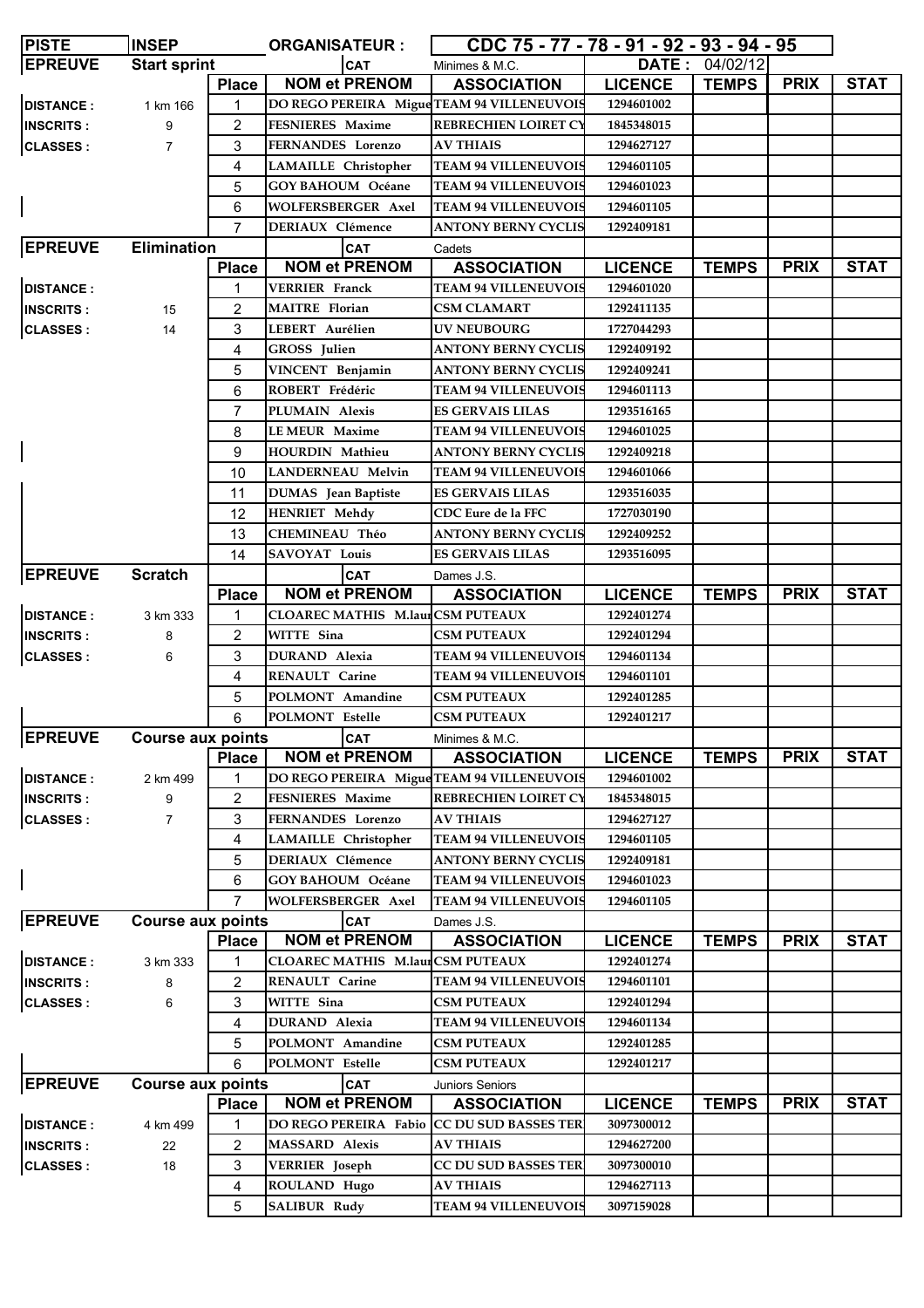| PISTE | INSEP | | ORGANISATEUR : | | CDC 75 - 77 - 78 - 91 - 92 - 93 - 94 - 95 | | | |
|---|---|---|---|---|---|---|---|---|

| EPREUVE | Start sprint | | CAT | Minimes & M.C. | DATE : | 04/02/12 | | |
|---|---|---|---|---|---|---|---|---|
| | | Place | NOM et PRENOM | ASSOCIATION | LICENCE | TEMPS | PRIX | STAT |
| DISTANCE : | 1 km 166 | 1 | DO REGO PEREIRA Migue | TEAM 94 VILLENEUVOIS | 1294601002 | | | |
| INSCRITS : | 9 | 2 | FESNIERES Maxime | REBRECHIEN LOIRET CY | 1845348015 | | | |
| CLASSES : | 7 | 3 | FERNANDES Lorenzo | AV THIAIS | 1294627127 | | | |
| | | 4 | LAMAILLE Christopher | TEAM 94 VILLENEUVOIS | 1294601105 | | | |
| | | 5 | GOY BAHOUM Océane | TEAM 94 VILLENEUVOIS | 1294601023 | | | |
| | | 6 | WOLFERSBERGER Axel | TEAM 94 VILLENEUVOIS | 1294601105 | | | |
| | | 7 | DERIAUX Clémence | ANTONY BERNY CYCLIS | 1292409181 | | | |

| EPREUVE | Elimination | | CAT | Cadets | | | | |
|---|---|---|---|---|---|---|---|---|
| | | Place | NOM et PRENOM | ASSOCIATION | LICENCE | TEMPS | PRIX | STAT |
| DISTANCE : | | 1 | VERRIER Franck | TEAM 94 VILLENEUVOIS | 1294601020 | | | |
| INSCRITS : | 15 | 2 | MAITRE Florian | CSM CLAMART | 1292411135 | | | |
| CLASSES : | 14 | 3 | LEBERT Aurélien | UV NEUBOURG | 1727044293 | | | |
| | | 4 | GROSS Julien | ANTONY BERNY CYCLIS | 1292409192 | | | |
| | | 5 | VINCENT Benjamin | ANTONY BERNY CYCLIS | 1292409241 | | | |
| | | 6 | ROBERT Frédéric | TEAM 94 VILLENEUVOIS | 1294601113 | | | |
| | | 7 | PLUMAIN Alexis | ES GERVAIS LILAS | 1293516165 | | | |
| | | 8 | LE MEUR Maxime | TEAM 94 VILLENEUVOIS | 1294601025 | | | |
| | | 9 | HOURDIN Mathieu | ANTONY BERNY CYCLIS | 1292409218 | | | |
| | | 10 | LANDERNEAU Melvin | TEAM 94 VILLENEUVOIS | 1294601066 | | | |
| | | 11 | DUMAS Jean Baptiste | ES GERVAIS LILAS | 1293516035 | | | |
| | | 12 | HENRIET Mehdy | CDC Eure de la FFC | 1727030190 | | | |
| | | 13 | CHEMINEAU Théo | ANTONY BERNY CYCLIS | 1292409252 | | | |
| | | 14 | SAVOYAT Louis | ES GERVAIS LILAS | 1293516095 | | | |

| EPREUVE | Scratch | | CAT | Dames J.S. | | | | |
|---|---|---|---|---|---|---|---|---|
| | | Place | NOM et PRENOM | ASSOCIATION | LICENCE | TEMPS | PRIX | STAT |
| DISTANCE : | 3 km 333 | 1 | CLOAREC MATHIS M.laur | CSM PUTEAUX | 1292401274 | | | |
| INSCRITS : | 8 | 2 | WITTE Sina | CSM PUTEAUX | 1292401294 | | | |
| CLASSES : | 6 | 3 | DURAND Alexia | TEAM 94 VILLENEUVOIS | 1294601134 | | | |
| | | 4 | RENAULT Carine | TEAM 94 VILLENEUVOIS | 1294601101 | | | |
| | | 5 | POLMONT Amandine | CSM PUTEAUX | 1292401285 | | | |
| | | 6 | POLMONT Estelle | CSM PUTEAUX | 1292401217 | | | |

| EPREUVE | Course aux points | | CAT | Minimes & M.C. | | | | |
|---|---|---|---|---|---|---|---|---|
| | | Place | NOM et PRENOM | ASSOCIATION | LICENCE | TEMPS | PRIX | STAT |
| DISTANCE : | 2 km 499 | 1 | DO REGO PEREIRA Migue | TEAM 94 VILLENEUVOIS | 1294601002 | | | |
| INSCRITS : | 9 | 2 | FESNIERES Maxime | REBRECHIEN LOIRET CY | 1845348015 | | | |
| CLASSES : | 7 | 3 | FERNANDES Lorenzo | AV THIAIS | 1294627127 | | | |
| | | 4 | LAMAILLE Christopher | TEAM 94 VILLENEUVOIS | 1294601105 | | | |
| | | 5 | DERIAUX Clémence | ANTONY BERNY CYCLIS | 1292409181 | | | |
| | | 6 | GOY BAHOUM Océane | TEAM 94 VILLENEUVOIS | 1294601023 | | | |
| | | 7 | WOLFERSBERGER Axel | TEAM 94 VILLENEUVOIS | 1294601105 | | | |

| EPREUVE | Course aux points | | CAT | Dames J.S. | | | | |
|---|---|---|---|---|---|---|---|---|
| | | Place | NOM et PRENOM | ASSOCIATION | LICENCE | TEMPS | PRIX | STAT |
| DISTANCE : | 3 km 333 | 1 | CLOAREC MATHIS M.laur | CSM PUTEAUX | 1292401274 | | | |
| INSCRITS : | 8 | 2 | RENAULT Carine | TEAM 94 VILLENEUVOIS | 1294601101 | | | |
| CLASSES : | 6 | 3 | WITTE Sina | CSM PUTEAUX | 1292401294 | | | |
| | | 4 | DURAND Alexia | TEAM 94 VILLENEUVOIS | 1294601134 | | | |
| | | 5 | POLMONT Amandine | CSM PUTEAUX | 1292401285 | | | |
| | | 6 | POLMONT Estelle | CSM PUTEAUX | 1292401217 | | | |

| EPREUVE | Course aux points | | CAT | Juniors Seniors | | | | |
|---|---|---|---|---|---|---|---|---|
| | | Place | NOM et PRENOM | ASSOCIATION | LICENCE | TEMPS | PRIX | STAT |
| DISTANCE : | 4 km 499 | 1 | DO REGO PEREIRA Fabio | CC DU SUD BASSES TER | 3097300012 | | | |
| INSCRITS : | 22 | 2 | MASSARD Alexis | AV THIAIS | 1294627200 | | | |
| CLASSES : | 18 | 3 | VERRIER Joseph | CC DU SUD BASSES TER | 3097300010 | | | |
| | | 4 | ROULAND Hugo | AV THIAIS | 1294627113 | | | |
| | | 5 | SALIBUR Rudy | TEAM 94 VILLENEUVOIS | 3097159028 | | | |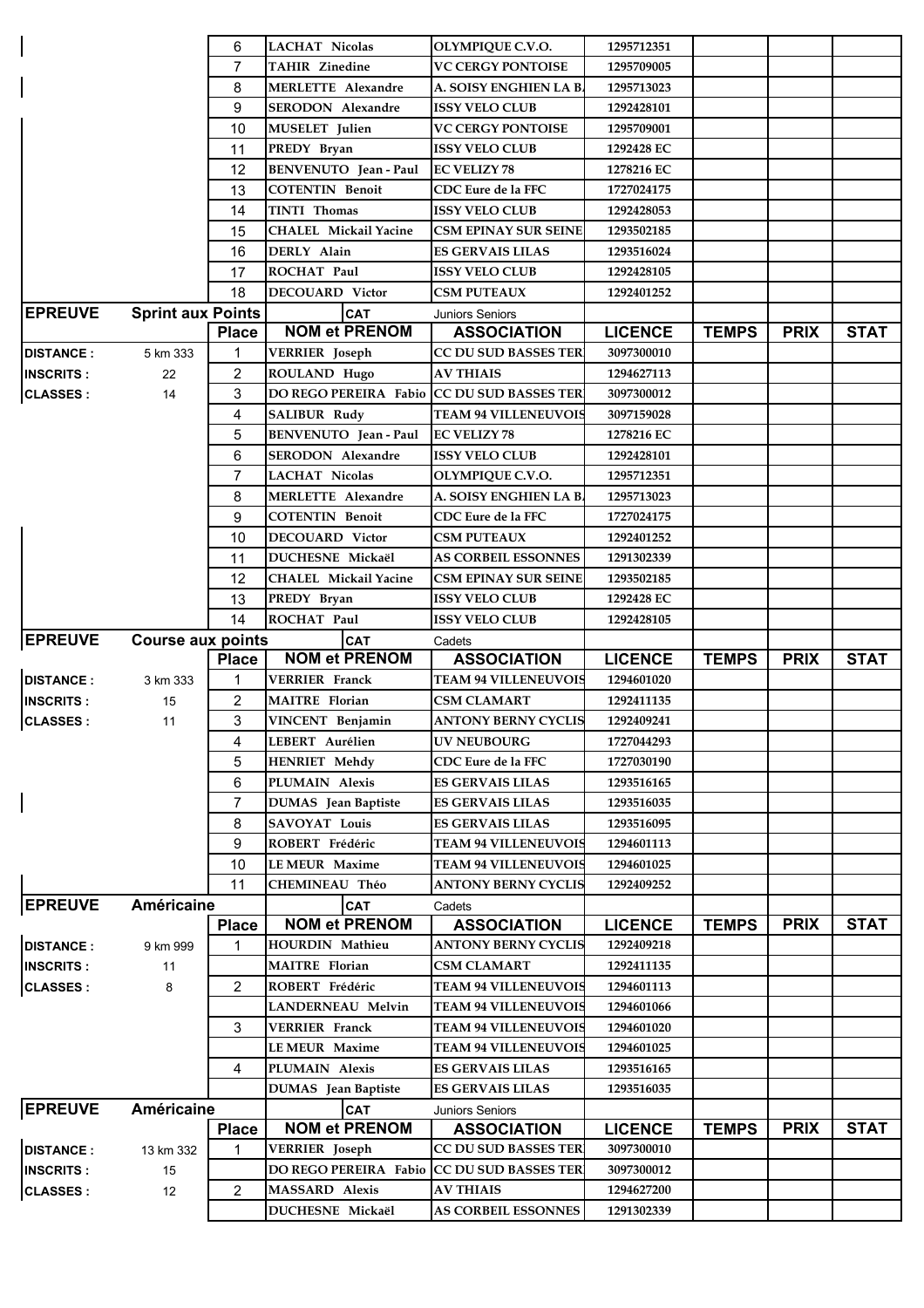| | | Place | NOM et PRENOM | ASSOCIATION | LICENCE | TEMPS | PRIX | STAT |
|---|---|---|---|---|---|---|---|---|
| | | 6 | LACHAT Nicolas | OLYMPIQUE C.V.O. | 1295712351 | | | |
| | | 7 | TAHIR Zinedine | VC CERGY PONTOISE | 1295709005 | | | |
| | | 8 | MERLETTE Alexandre | A. SOISY ENGHIEN LA B. | 1295713023 | | | |
| | | 9 | SERODON Alexandre | ISSY VELO CLUB | 1292428101 | | | |
| | | 10 | MUSELET Julien | VC CERGY PONTOISE | 1295709001 | | | |
| | | 11 | PREDY Bryan | ISSY VELO CLUB | 1292428 EC | | | |
| | | 12 | BENVENUTO Jean - Paul | EC VELIZY 78 | 1278216 EC | | | |
| | | 13 | COTENTIN Benoit | CDC Eure de la FFC | 1727024175 | | | |
| | | 14 | TINTI Thomas | ISSY VELO CLUB | 1292428053 | | | |
| | | 15 | CHALEL Mickail Yacine | CSM EPINAY SUR SEINE | 1293502185 | | | |
| | | 16 | DERLY Alain | ES GERVAIS LILAS | 1293516024 | | | |
| | | 17 | ROCHAT Paul | ISSY VELO CLUB | 1292428105 | | | |
| | | 18 | DECOUARD Victor | CSM PUTEAUX | 1292401252 | | | |

| EPREUVE | Sprint aux Points | | CAT | Juniors Seniors | | | | |
|---|---|---|---|---|---|---|---|---|
| | | Place | NOM et PRENOM | ASSOCIATION | LICENCE | TEMPS | PRIX | STAT |
| DISTANCE : | 5 km 333 | 1 | VERRIER Joseph | CC DU SUD BASSES TER | 3097300010 | | | |
| INSCRITS : | 22 | 2 | ROULAND Hugo | AV THIAIS | 1294627113 | | | |
| CLASSES : | 14 | 3 | DO REGO PEREIRA Fabio | CC DU SUD BASSES TER | 3097300012 | | | |
| | | 4 | SALIBUR Rudy | TEAM 94 VILLENEUVOIS | 3097159028 | | | |
| | | 5 | BENVENUTO Jean - Paul | EC VELIZY 78 | 1278216 EC | | | |
| | | 6 | SERODON Alexandre | ISSY VELO CLUB | 1292428101 | | | |
| | | 7 | LACHAT Nicolas | OLYMPIQUE C.V.O. | 1295712351 | | | |
| | | 8 | MERLETTE Alexandre | A. SOISY ENGHIEN LA B. | 1295713023 | | | |
| | | 9 | COTENTIN Benoit | CDC Eure de la FFC | 1727024175 | | | |
| | | 10 | DECOUARD Victor | CSM PUTEAUX | 1292401252 | | | |
| | | 11 | DUCHESNE Mickaël | AS CORBEIL ESSONNES | 1291302339 | | | |
| | | 12 | CHALEL Mickail Yacine | CSM EPINAY SUR SEINE | 1293502185 | | | |
| | | 13 | PREDY Bryan | ISSY VELO CLUB | 1292428 EC | | | |
| | | 14 | ROCHAT Paul | ISSY VELO CLUB | 1292428105 | | | |

| EPREUVE | Course aux points | | CAT | Cadets | | | | |
|---|---|---|---|---|---|---|---|---|
| | | Place | NOM et PRENOM | ASSOCIATION | LICENCE | TEMPS | PRIX | STAT |
| DISTANCE : | 3 km 333 | 1 | VERRIER Franck | TEAM 94 VILLENEUVOIS | 1294601020 | | | |
| INSCRITS : | 15 | 2 | MAITRE Florian | CSM CLAMART | 1292411135 | | | |
| CLASSES : | 11 | 3 | VINCENT Benjamin | ANTONY BERNY CYCLIS | 1292409241 | | | |
| | | 4 | LEBERT Aurélien | UV NEUBOURG | 1727044293 | | | |
| | | 5 | HENRIET Mehdy | CDC Eure de la FFC | 1727030190 | | | |
| | | 6 | PLUMAIN Alexis | ES GERVAIS LILAS | 1293516165 | | | |
| | | 7 | DUMAS Jean Baptiste | ES GERVAIS LILAS | 1293516035 | | | |
| | | 8 | SAVOYAT Louis | ES GERVAIS LILAS | 1293516095 | | | |
| | | 9 | ROBERT Frédéric | TEAM 94 VILLENEUVOIS | 1294601113 | | | |
| | | 10 | LE MEUR Maxime | TEAM 94 VILLENEUVOIS | 1294601025 | | | |
| | | 11 | CHEMINEAU Théo | ANTONY BERNY CYCLIS | 1292409252 | | | |

| EPREUVE | Américaine | | CAT | Cadets | | | | |
|---|---|---|---|---|---|---|---|---|
| | | Place | NOM et PRENOM | ASSOCIATION | LICENCE | TEMPS | PRIX | STAT |
| DISTANCE : | 9 km 999 | 1 | HOURDIN Mathieu | ANTONY BERNY CYCLIS | 1292409218 | | | |
| INSCRITS : | 11 | | MAITRE Florian | CSM CLAMART | 1292411135 | | | |
| CLASSES : | 8 | 2 | ROBERT Frédéric | TEAM 94 VILLENEUVOIS | 1294601113 | | | |
| | | | LANDERNEAU Melvin | TEAM 94 VILLENEUVOIS | 1294601066 | | | |
| | | 3 | VERRIER Franck | TEAM 94 VILLENEUVOIS | 1294601020 | | | |
| | | | LE MEUR Maxime | TEAM 94 VILLENEUVOIS | 1294601025 | | | |
| | | 4 | PLUMAIN Alexis | ES GERVAIS LILAS | 1293516165 | | | |
| | | | DUMAS Jean Baptiste | ES GERVAIS LILAS | 1293516035 | | | |

| EPREUVE | Américaine | | CAT | Juniors Seniors | | | | |
|---|---|---|---|---|---|---|---|---|
| | | Place | NOM et PRENOM | ASSOCIATION | LICENCE | TEMPS | PRIX | STAT |
| DISTANCE : | 13 km 332 | 1 | VERRIER Joseph | CC DU SUD BASSES TER | 3097300010 | | | |
| INSCRITS : | 15 | | DO REGO PEREIRA Fabio | CC DU SUD BASSES TER | 3097300012 | | | |
| CLASSES : | 12 | 2 | MASSARD Alexis | AV THIAIS | 1294627200 | | | |
| | | | DUCHESNE Mickaël | AS CORBEIL ESSONNES | 1291302339 | | | |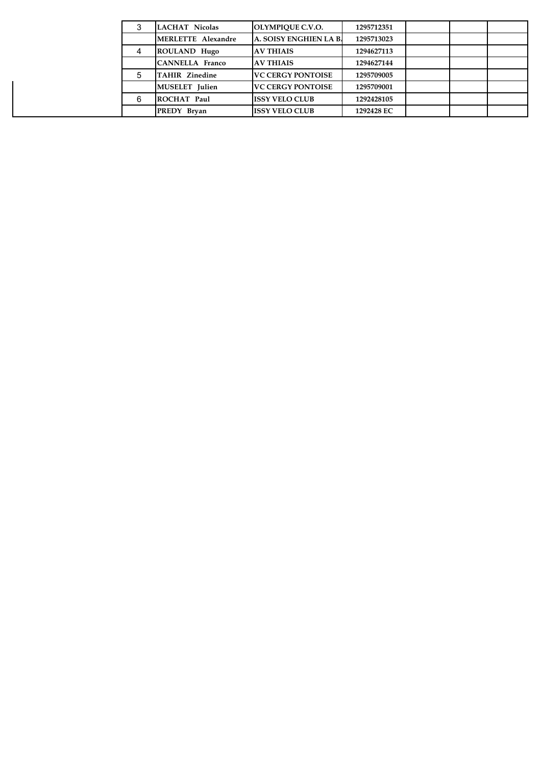| | | | | | | | |
|---|---|---|---|---|---|---|---|
| | 3 | LACHAT Nicolas | OLYMPIQUE C.V.O. | 1295712351 | | | |
| | | MERLETTE Alexandre | A. SOISY ENGHIEN LA B. | 1295713023 | | | |
| | 4 | ROULAND Hugo | AV THIAIS | 1294627113 | | | |
| | | CANNELLA Franco | AV THIAIS | 1294627144 | | | |
| | 5 | TAHIR Zinedine | VC CERGY PONTOISE | 1295709005 | | | |
| | | MUSELET Julien | VC CERGY PONTOISE | 1295709001 | | | |
| | 6 | ROCHAT Paul | ISSY VELO CLUB | 1292428105 | | | |
| | | PREDY Bryan | ISSY VELO CLUB | 1292428 EC | | | |